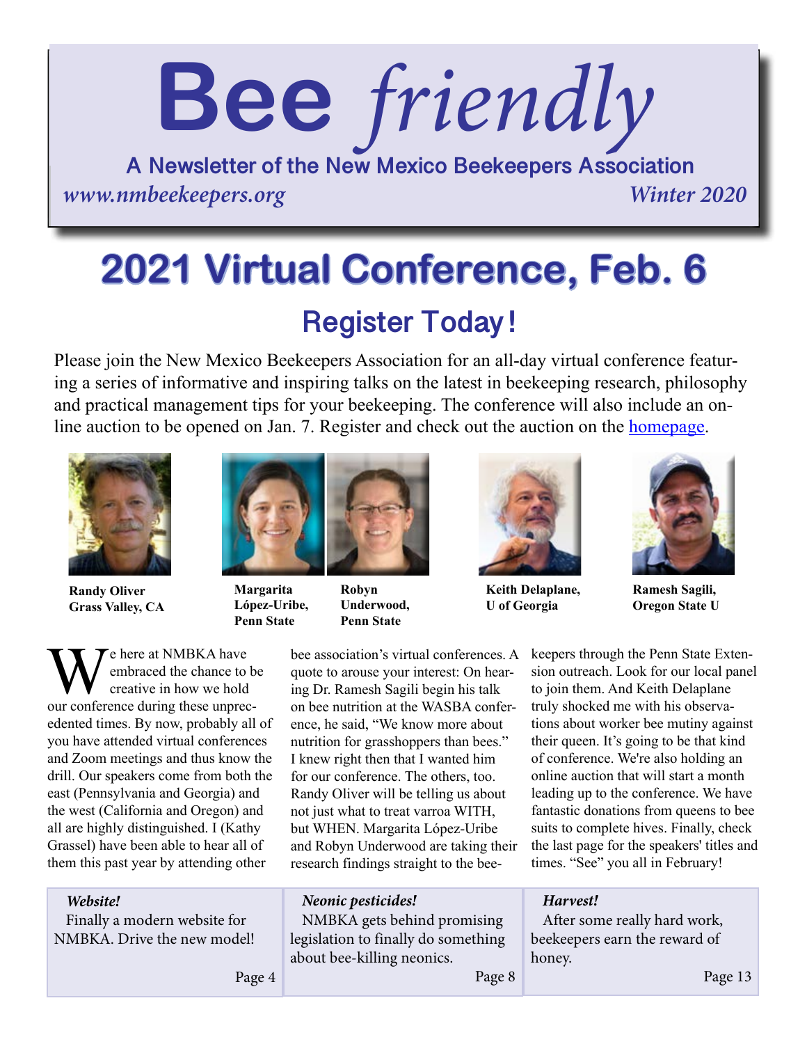# Bee *friendly*

**A Newsletter of the New Mexico Beekeepers Association**

*www.nmbeekeepers.org* *Winter 2020*

# 2021 Virtual Conference, Feb. 6

## Register Today!

Please join the New Mexico Beekeepers Association for an all-day virtual conference featuring a series of informative and inspiring talks on the latest in beekeeping research, philosophy and practical management tips for your beekeeping. The conference will also include an online auction to be opened on Jan. 7. Register and check out the auction on the homepage.

**Randy Oliver**
**Grass Valley, CA**

**Margarita López-Uribe,**
**Penn State**

**Robyn Underwood,**
**Penn State**

**Keith Delaplane,**
**U of Georgia**

**Ramesh Sagili,**
**Oregon State U**

We here at NMBKA have embraced the chance to be creative in how we hold our conference during these unprecedented times. By now, probably all of you have attended virtual conferences and Zoom meetings and thus know the drill. Our speakers come from both the east (Pennsylvania and Georgia) and the west (California and Oregon) and all are highly distinguished. I (Kathy Grassel) have been able to hear all of them this past year by attending other bee association's virtual conferences. A quote to arouse your interest: On hearing Dr. Ramesh Sagili begin his talk on bee nutrition at the WASBA conference, he said, "We know more about nutrition for grasshoppers than bees." I knew right then that I wanted him for our conference. The others, too. Randy Oliver will be telling us about not just what to treat varroa WITH, but WHEN. Margarita López-Uribe and Robyn Underwood are taking their research findings straight to the beekeepers through the Penn State Extension outreach. Look for our local panel to join them. And Keith Delaplane truly shocked me with his observations about worker bee mutiny against their queen. It's going to be that kind of conference. We're also holding an online auction that will start a month leading up to the conference. We have fantastic donations from queens to bee suits to complete hives. Finally, check the last page for the speakers' titles and times. "See" you all in February!

***Website!***
Finally a modern website for NMBKA. Drive the new model!
Page 4

***Neonic pesticides!***
NMBKA gets behind promising legislation to finally do something about bee-killing neonics.
Page 8

***Harvest!***
After some really hard work, beekeepers earn the reward of honey.
Page 13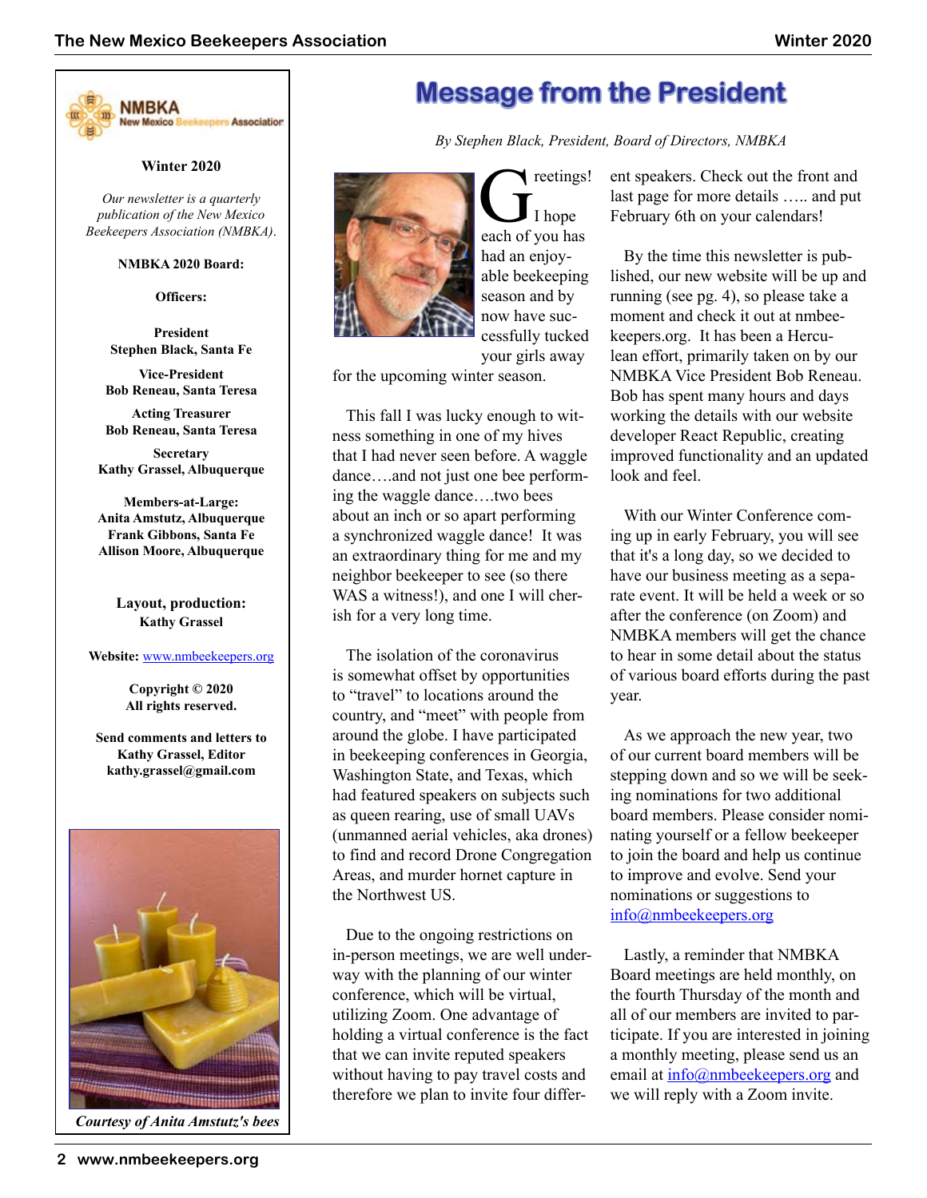NMBKA New Mexico Beekeepers Association

**Winter 2020**

*Our newsletter is a quarterly publication of the New Mexico Beekeepers Association (NMBKA).*

**NMBKA 2020 Board:**

**Officers:**

**President**
**Stephen Black, Santa Fe**

**Vice-President**
**Bob Reneau, Santa Teresa**

**Acting Treasurer**
**Bob Reneau, Santa Teresa**

**Secretary**
**Kathy Grassel, Albuquerque**

**Members-at-Large:**
**Anita Amstutz, Albuquerque**
**Frank Gibbons, Santa Fe**
**Allison Moore, Albuquerque**

**Layout, production:**
**Kathy Grassel**

**Website:** www.nmbeekeepers.org

**Copyright © 2020**
**All rights reserved.**

**Send comments and letters to**
**Kathy Grassel, Editor**
**kathy.grassel@gmail.com**

*Courtesy of Anita Amstutz's bees*

# Message from the President

*By Stephen Black, President, Board of Directors, NMBKA*

Greetings! I hope each of you has had an enjoyable beekeeping season and by now have successfully tucked your girls away for the upcoming winter season.

This fall I was lucky enough to witness something in one of my hives that I had never seen before. A waggle dance….and not just one bee performing the waggle dance….two bees about an inch or so apart performing a synchronized waggle dance! It was an extraordinary thing for me and my neighbor beekeeper to see (so there WAS a witness!), and one I will cherish for a very long time.

The isolation of the coronavirus is somewhat offset by opportunities to "travel" to locations around the country, and "meet" with people from around the globe. I have participated in beekeeping conferences in Georgia, Washington State, and Texas, which had featured speakers on subjects such as queen rearing, use of small UAVs (unmanned aerial vehicles, aka drones) to find and record Drone Congregation Areas, and murder hornet capture in the Northwest US.

Due to the ongoing restrictions on in-person meetings, we are well underway with the planning of our winter conference, which will be virtual, utilizing Zoom. One advantage of holding a virtual conference is the fact that we can invite reputed speakers without having to pay travel costs and therefore we plan to invite four different speakers. Check out the front and last page for more details ….. and put February 6th on your calendars!

By the time this newsletter is published, our new website will be up and running (see pg. 4), so please take a moment and check it out at nmbeekeepers.org. It has been a Herculean effort, primarily taken on by our NMBKA Vice President Bob Reneau. Bob has spent many hours and days working the details with our website developer React Republic, creating improved functionality and an updated look and feel.

With our Winter Conference coming up in early February, you will see that it's a long day, so we decided to have our business meeting as a separate event. It will be held a week or so after the conference (on Zoom) and NMBKA members will get the chance to hear in some detail about the status of various board efforts during the past year.

As we approach the new year, two of our current board members will be stepping down and so we will be seeking nominations for two additional board members. Please consider nominating yourself or a fellow beekeeper to join the board and help us continue to improve and evolve. Send your nominations or suggestions to info@nmbeekeepers.org

Lastly, a reminder that NMBKA Board meetings are held monthly, on the fourth Thursday of the month and all of our members are invited to participate. If you are interested in joining a monthly meeting, please send us an email at info@nmbeekeepers.org and we will reply with a Zoom invite.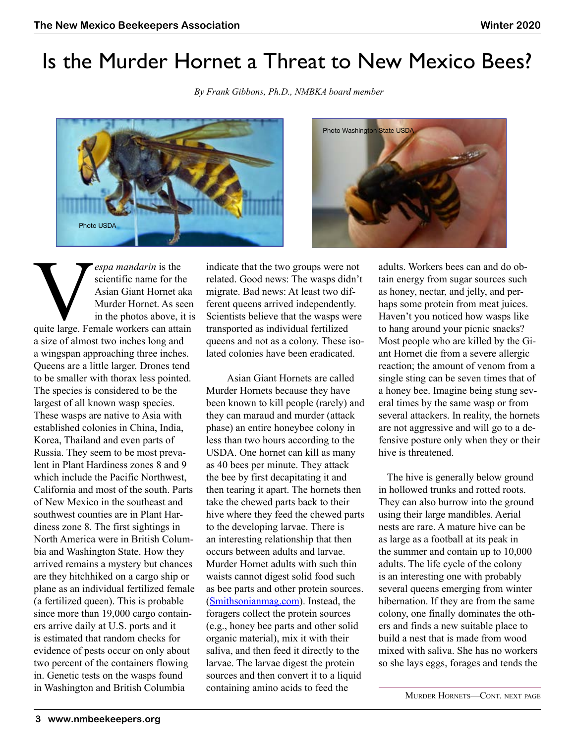# Is the Murder Hornet a Threat to New Mexico Bees?

*By Frank Gibbons, Ph.D., NMBKA board member*

Photo USDA

Photo Washington State USDA

*Vespa mandarin* is the scientific name for the Asian Giant Hornet aka Murder Hornet. As seen in the photos above, it is quite large. Female workers can attain a size of almost two inches long and a wingspan approaching three inches. Queens are a little larger. Drones tend to be smaller with thorax less pointed. The species is considered to be the largest of all known wasp species. These wasps are native to Asia with established colonies in China, India, Korea, Thailand and even parts of Russia. They seem to be most prevalent in Plant Hardiness zones 8 and 9 which include the Pacific Northwest, California and most of the south. Parts of New Mexico in the southeast and southwest counties are in Plant Hardiness zone 8. The first sightings in North America were in British Columbia and Washington State. How they arrived remains a mystery but chances are they hitchhiked on a cargo ship or plane as an individual fertilized female (a fertilized queen). This is probable since more than 19,000 cargo containers arrive daily at U.S. ports and it is estimated that random checks for evidence of pests occur on only about two percent of the containers flowing in. Genetic tests on the wasps found in Washington and British Columbia indicate that the two groups were not related. Good news: The wasps didn't migrate. Bad news: At least two different queens arrived independently. Scientists believe that the wasps were transported as individual fertilized queens and not as a colony. These isolated colonies have been eradicated.

Asian Giant Hornets are called Murder Hornets because they have been known to kill people (rarely) and they can maraud and murder (attack phase) an entire honeybee colony in less than two hours according to the USDA. One hornet can kill as many as 40 bees per minute. They attack the bee by first decapitating it and then tearing it apart. The hornets then take the chewed parts back to their hive where they feed the chewed parts to the developing larvae. There is an interesting relationship that then occurs between adults and larvae. Murder Hornet adults with such thin waists cannot digest solid food such as bee parts and other protein sources. (Smithsonianmag.com). Instead, the foragers collect the protein sources (e.g., honey bee parts and other solid organic material), mix it with their saliva, and then feed it directly to the larvae. The larvae digest the protein sources and then convert it to a liquid containing amino acids to feed the adults. Workers bees can and do obtain energy from sugar sources such as honey, nectar, and jelly, and perhaps some protein from meat juices. Haven't you noticed how wasps like to hang around your picnic snacks? Most people who are killed by the Giant Hornet die from a severe allergic reaction; the amount of venom from a single sting can be seven times that of a honey bee. Imagine being stung several times by the same wasp or from several attackers. In reality, the hornets are not aggressive and will go to a defensive posture only when they or their hive is threatened.

The hive is generally below ground in hollowed trunks and rotted roots. They can also burrow into the ground using their large mandibles. Aerial nests are rare. A mature hive can be as large as a football at its peak in the summer and contain up to 10,000 adults. The life cycle of the colony is an interesting one with probably several queens emerging from winter hibernation. If they are from the same colony, one finally dominates the others and finds a new suitable place to build a nest that is made from wood mixed with saliva. She has no workers so she lays eggs, forages and tends the

Murder Hornets—Cont. next page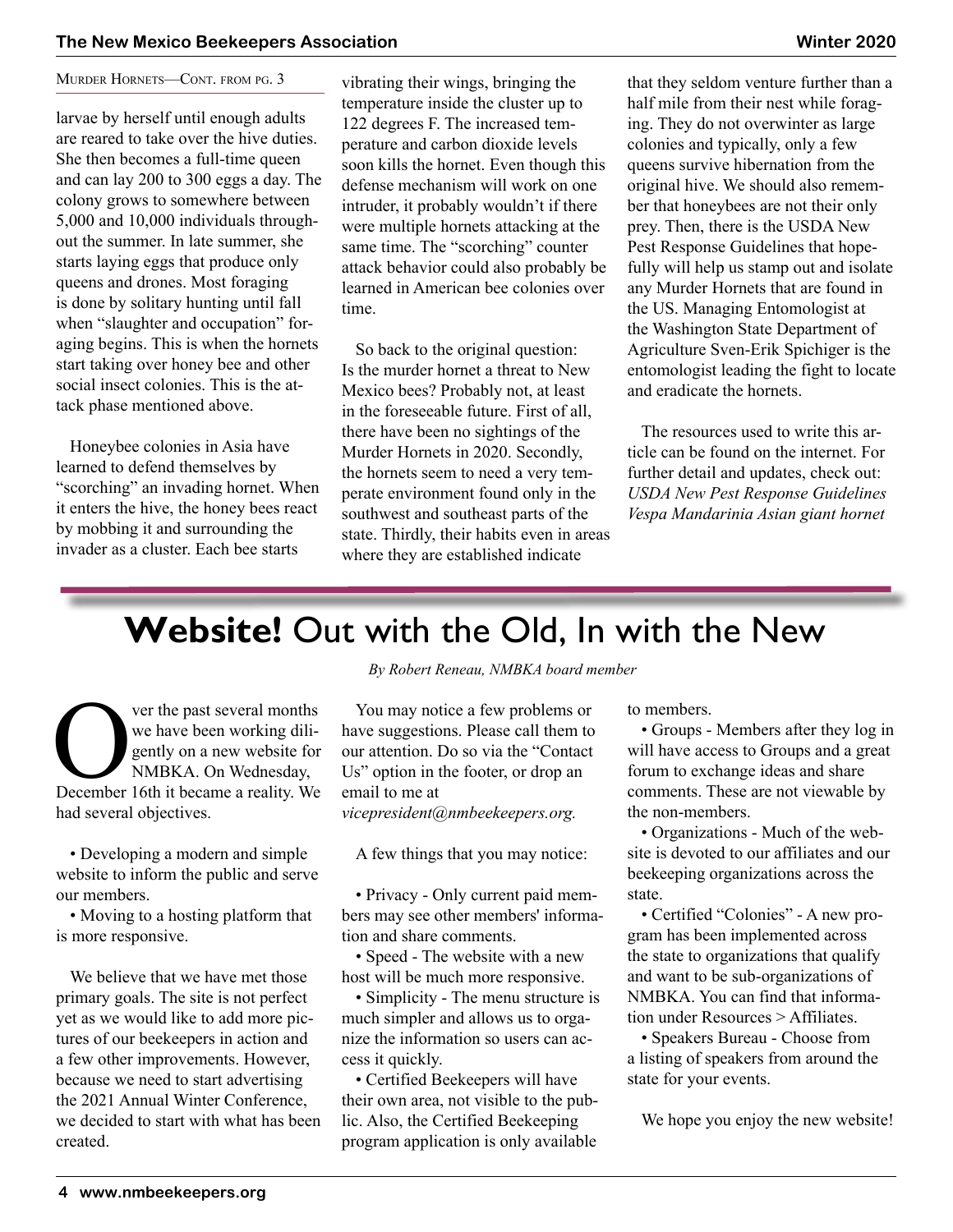MURDER HORNETS—CONT. FROM PG. 3

larvae by herself until enough adults are reared to take over the hive duties. She then becomes a full-time queen and can lay 200 to 300 eggs a day. The colony grows to somewhere between 5,000 and 10,000 individuals throughout the summer. In late summer, she starts laying eggs that produce only queens and drones. Most foraging is done by solitary hunting until fall when "slaughter and occupation" foraging begins. This is when the hornets start taking over honey bee and other social insect colonies. This is the attack phase mentioned above.

Honeybee colonies in Asia have learned to defend themselves by "scorching" an invading hornet. When it enters the hive, the honey bees react by mobbing it and surrounding the invader as a cluster. Each bee starts vibrating their wings, bringing the temperature inside the cluster up to 122 degrees F. The increased temperature and carbon dioxide levels soon kills the hornet. Even though this defense mechanism will work on one intruder, it probably wouldn't if there were multiple hornets attacking at the same time. The "scorching" counter attack behavior could also probably be learned in American bee colonies over time.

So back to the original question: Is the murder hornet a threat to New Mexico bees? Probably not, at least in the foreseeable future. First of all, there have been no sightings of the Murder Hornets in 2020. Secondly, the hornets seem to need a very temperate environment found only in the southwest and southeast parts of the state. Thirdly, their habits even in areas where they are established indicate that they seldom venture further than a half mile from their nest while foraging. They do not overwinter as large colonies and typically, only a few queens survive hibernation from the original hive. We should also remember that honeybees are not their only prey. Then, there is the USDA New Pest Response Guidelines that hopefully will help us stamp out and isolate any Murder Hornets that are found in the US. Managing Entomologist at the Washington State Department of Agriculture Sven-Erik Spichiger is the entomologist leading the fight to locate and eradicate the hornets.

The resources used to write this article can be found on the internet. For further detail and updates, check out:
*USDA New Pest Response Guidelines*
*Vespa Mandarinia Asian giant hornet*

# **Website!** Out with the Old, In with the New

*By Robert Reneau, NMBKA board member*

Over the past several months we have been working diligently on a new website for NMBKA. On Wednesday, December 16th it became a reality. We had several objectives.

- Developing a modern and simple website to inform the public and serve our members.
- Moving to a hosting platform that is more responsive.

We believe that we have met those primary goals. The site is not perfect yet as we would like to add more pictures of our beekeepers in action and a few other improvements. However, because we need to start advertising the 2021 Annual Winter Conference, we decided to start with what has been created.

You may notice a few problems or have suggestions. Please call them to our attention. Do so via the "Contact Us" option in the footer, or drop an email to me at *vicepresident@nmbeekeepers.org.*

A few things that you may notice:

- Privacy - Only current paid members may see other members' information and share comments.
- Speed - The website with a new host will be much more responsive.
- Simplicity - The menu structure is much simpler and allows us to organize the information so users can access it quickly.
- Certified Beekeepers will have their own area, not visible to the public. Also, the Certified Beekeeping program application is only available to members.
- Groups - Members after they log in will have access to Groups and a great forum to exchange ideas and share comments. These are not viewable by the non-members.
- Organizations - Much of the website is devoted to our affiliates and our beekeeping organizations across the state.
- Certified "Colonies" - A new program has been implemented across the state to organizations that qualify and want to be sub-organizations of NMBKA. You can find that information under Resources > Affiliates.
- Speakers Bureau - Choose from a listing of speakers from around the state for your events.

We hope you enjoy the new website!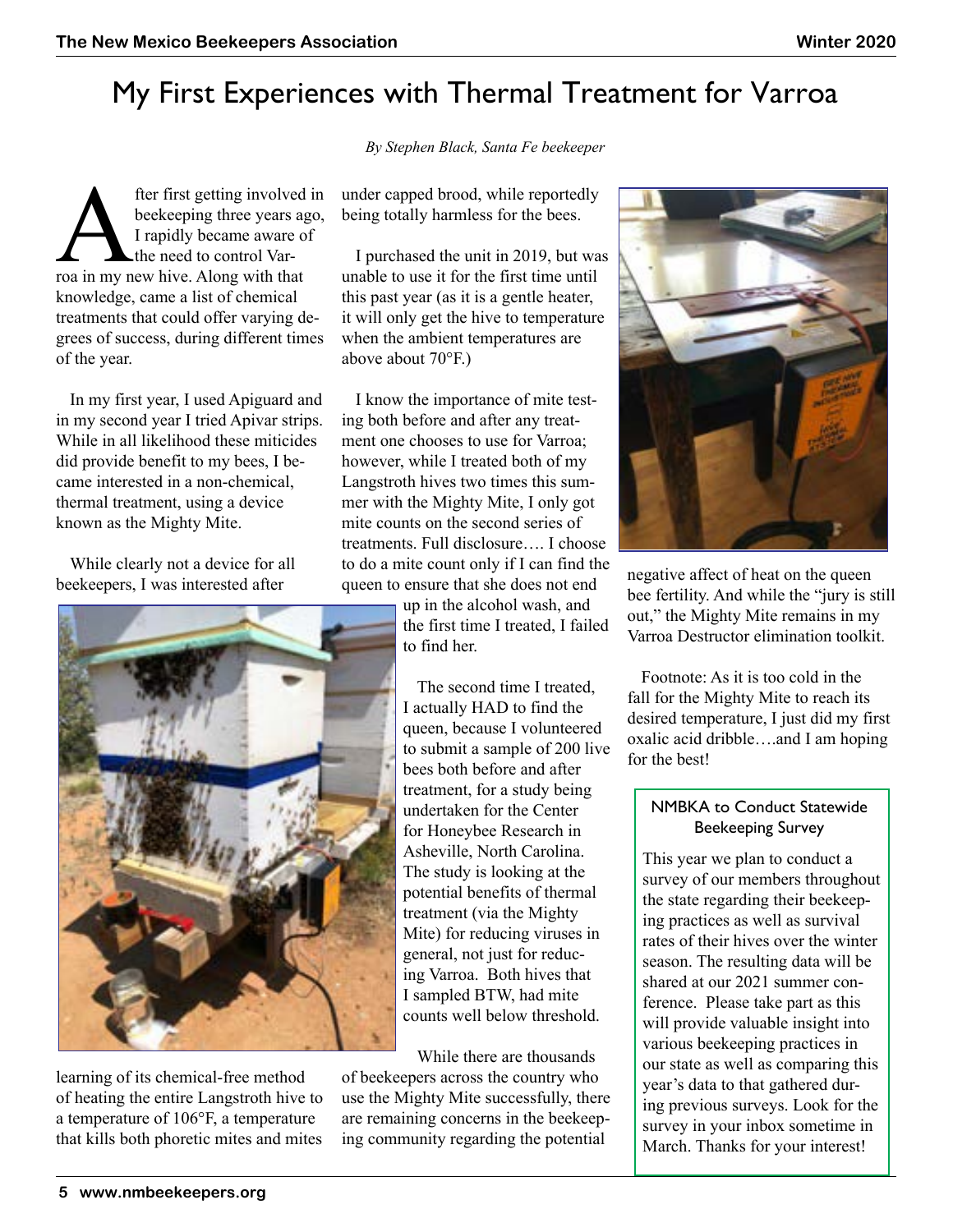# My First Experiences with Thermal Treatment for Varroa

*By Stephen Black, Santa Fe beekeeper*

After first getting involved in beekeeping three years ago, I rapidly became aware of the need to control Varroa in my new hive. Along with that knowledge, came a list of chemical treatments that could offer varying degrees of success, during different times of the year.

In my first year, I used Apiguard and in my second year I tried Apivar strips. While in all likelihood these miticides did provide benefit to my bees, I became interested in a non-chemical, thermal treatment, using a device known as the Mighty Mite.

While clearly not a device for all beekeepers, I was interested after learning of its chemical-free method of heating the entire Langstroth hive to a temperature of 106°F, a temperature that kills both phoretic mites and mites under capped brood, while reportedly being totally harmless for the bees.

I purchased the unit in 2019, but was unable to use it for the first time until this past year (as it is a gentle heater, it will only get the hive to temperature when the ambient temperatures are above about 70°F.)

I know the importance of mite testing both before and after any treatment one chooses to use for Varroa; however, while I treated both of my Langstroth hives two times this summer with the Mighty Mite, I only got mite counts on the second series of treatments. Full disclosure…. I choose to do a mite count only if I can find the queen to ensure that she does not end up in the alcohol wash, and the first time I treated, I failed to find her.

The second time I treated, I actually HAD to find the queen, because I volunteered to submit a sample of 200 live bees both before and after treatment, for a study being undertaken for the Center for Honeybee Research in Asheville, North Carolina. The study is looking at the potential benefits of thermal treatment (via the Mighty Mite) for reducing viruses in general, not just for reducing Varroa. Both hives that I sampled BTW, had mite counts well below threshold.

While there are thousands of beekeepers across the country who use the Mighty Mite successfully, there are remaining concerns in the beekeeping community regarding the potential negative affect of heat on the queen bee fertility. And while the "jury is still out," the Mighty Mite remains in my Varroa Destructor elimination toolkit.

Footnote: As it is too cold in the fall for the Mighty Mite to reach its desired temperature, I just did my first oxalic acid dribble….and I am hoping for the best!

## NMBKA to Conduct Statewide Beekeeping Survey

This year we plan to conduct a survey of our members throughout the state regarding their beekeeping practices as well as survival rates of their hives over the winter season. The resulting data will be shared at our 2021 summer conference. Please take part as this will provide valuable insight into various beekeeping practices in our state as well as comparing this year's data to that gathered during previous surveys. Look for the survey in your inbox sometime in March. Thanks for your interest!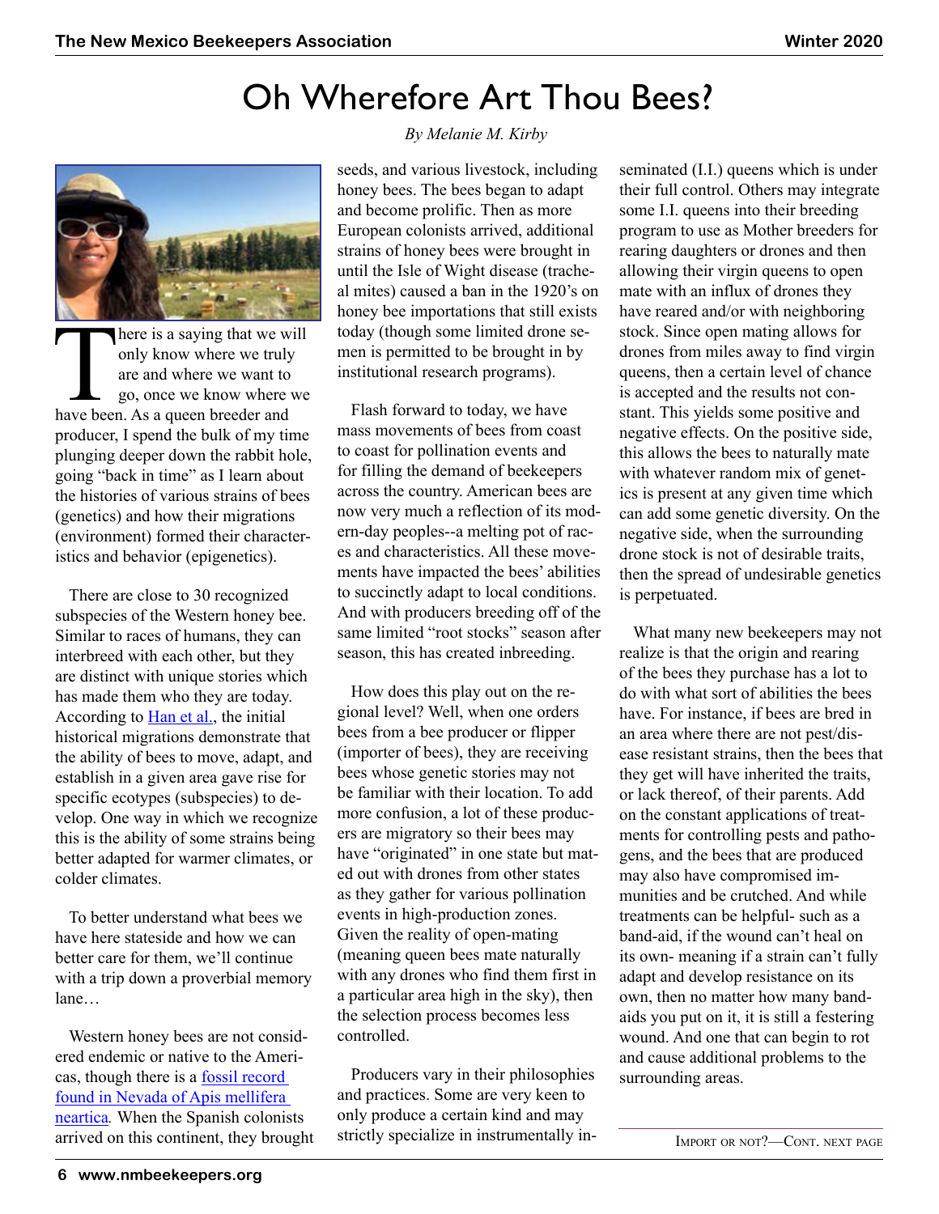# Oh Wherefore Art Thou Bees?

*By Melanie M. Kirby*

There is a saying that we will only know where we truly are and where we want to go, once we know where we have been. As a queen breeder and producer, I spend the bulk of my time plunging deeper down the rabbit hole, going "back in time" as I learn about the histories of various strains of bees (genetics) and how their migrations (environment) formed their characteristics and behavior (epigenetics).

There are close to 30 recognized subspecies of the Western honey bee. Similar to races of humans, they can interbreed with each other, but they are distinct with unique stories which has made them who they are today. According to Han et al., the initial historical migrations demonstrate that the ability of bees to move, adapt, and establish in a given area gave rise for specific ecotypes (subspecies) to develop. One way in which we recognize this is the ability of some strains being better adapted for warmer climates, or colder climates.

To better understand what bees we have here stateside and how we can better care for them, we'll continue with a trip down a proverbial memory lane…

Western honey bees are not considered endemic or native to the Americas, though there is a fossil record found in Nevada of Apis mellifera neartica. When the Spanish colonists arrived on this continent, they brought seeds, and various livestock, including honey bees. The bees began to adapt and become prolific. Then as more European colonists arrived, additional strains of honey bees were brought in until the Isle of Wight disease (tracheal mites) caused a ban in the 1920's on honey bee importations that still exists today (though some limited drone semen is permitted to be brought in by institutional research programs).

Flash forward to today, we have mass movements of bees from coast to coast for pollination events and for filling the demand of beekeepers across the country. American bees are now very much a reflection of its modern-day peoples--a melting pot of races and characteristics. All these movements have impacted the bees' abilities to succinctly adapt to local conditions. And with producers breeding off of the same limited "root stocks" season after season, this has created inbreeding.

How does this play out on the regional level? Well, when one orders bees from a bee producer or flipper (importer of bees), they are receiving bees whose genetic stories may not be familiar with their location. To add more confusion, a lot of these producers are migratory so their bees may have "originated" in one state but mated out with drones from other states as they gather for various pollination events in high-production zones. Given the reality of open-mating (meaning queen bees mate naturally with any drones who find them first in a particular area high in the sky), then the selection process becomes less controlled.

Producers vary in their philosophies and practices. Some are very keen to only produce a certain kind and may strictly specialize in instrumentally inseminated (I.I.) queens which is under their full control. Others may integrate some I.I. queens into their breeding program to use as Mother breeders for rearing daughters or drones and then allowing their virgin queens to open mate with an influx of drones they have reared and/or with neighboring stock. Since open mating allows for drones from miles away to find virgin queens, then a certain level of chance is accepted and the results not constant. This yields some positive and negative effects. On the positive side, this allows the bees to naturally mate with whatever random mix of genetics is present at any given time which can add some genetic diversity. On the negative side, when the surrounding drone stock is not of desirable traits, then the spread of undesirable genetics is perpetuated.

What many new beekeepers may not realize is that the origin and rearing of the bees they purchase has a lot to do with what sort of abilities the bees have. For instance, if bees are bred in an area where there are not pest/disease resistant strains, then the bees that they get will have inherited the traits, or lack thereof, of their parents. Add on the constant applications of treatments for controlling pests and pathogens, and the bees that are produced may also have compromised immunities and be crutched. And while treatments can be helpful- such as a band-aid, if the wound can't heal on its own- meaning if a strain can't fully adapt and develop resistance on its own, then no matter how many band-aids you put on it, it is still a festering wound. And one that can begin to rot and cause additional problems to the surrounding areas.

Import or not?—Cont. next page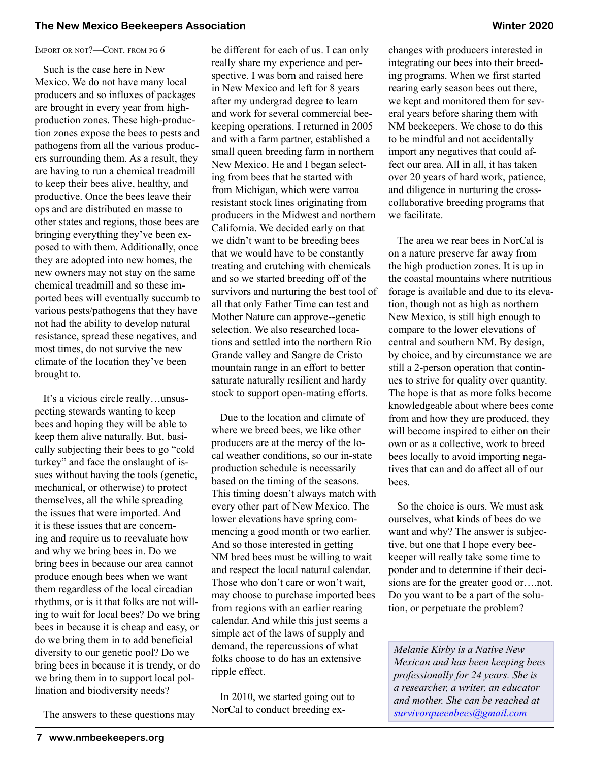Import or Not?—Cont. from pg 6

Such is the case here in New Mexico. We do not have many local producers and so influxes of packages are brought in every year from high-production zones. These high-production zones expose the bees to pests and pathogens from all the various producers surrounding them. As a result, they are having to run a chemical treadmill to keep their bees alive, healthy, and productive. Once the bees leave their ops and are distributed en masse to other states and regions, those bees are bringing everything they've been exposed to with them. Additionally, once they are adopted into new homes, the new owners may not stay on the same chemical treadmill and so these imported bees will eventually succumb to various pests/pathogens that they have not had the ability to develop natural resistance, spread these negatives, and most times, do not survive the new climate of the location they've been brought to.

It's a vicious circle really…unsuspecting stewards wanting to keep bees and hoping they will be able to keep them alive naturally. But, basically subjecting their bees to go "cold turkey" and face the onslaught of issues without having the tools (genetic, mechanical, or otherwise) to protect themselves, all the while spreading the issues that were imported. And it is these issues that are concerning and require us to reevaluate how and why we bring bees in. Do we bring bees in because our area cannot produce enough bees when we want them regardless of the local circadian rhythms, or is it that folks are not willing to wait for local bees? Do we bring bees in because it is cheap and easy, or do we bring them in to add beneficial diversity to our genetic pool? Do we bring bees in because it is trendy, or do we bring them in to support local pollination and biodiversity needs?

The answers to these questions may be different for each of us. I can only really share my experience and perspective. I was born and raised here in New Mexico and left for 8 years after my undergrad degree to learn and work for several commercial beekeeping operations. I returned in 2005 and with a farm partner, established a small queen breeding farm in northern New Mexico. He and I began selecting from bees that he started with from Michigan, which were varroa resistant stock lines originating from producers in the Midwest and northern California. We decided early on that we didn't want to be breeding bees that we would have to be constantly treating and crutching with chemicals and so we started breeding off of the survivors and nurturing the best tool of all that only Father Time can test and Mother Nature can approve--genetic selection. We also researched locations and settled into the northern Rio Grande valley and Sangre de Cristo mountain range in an effort to better saturate naturally resilient and hardy stock to support open-mating efforts.

Due to the location and climate of where we breed bees, we like other producers are at the mercy of the local weather conditions, so our in-state production schedule is necessarily based on the timing of the seasons. This timing doesn't always match with every other part of New Mexico. The lower elevations have spring commencing a good month or two earlier. And so those interested in getting NM bred bees must be willing to wait and respect the local natural calendar. Those who don't care or won't wait, may choose to purchase imported bees from regions with an earlier rearing calendar. And while this just seems a simple act of the laws of supply and demand, the repercussions of what folks choose to do has an extensive ripple effect.

In 2010, we started going out to NorCal to conduct breeding exchanges with producers interested in integrating our bees into their breeding programs. When we first started rearing early season bees out there, we kept and monitored them for several years before sharing them with NM beekeepers. We chose to do this to be mindful and not accidentally import any negatives that could affect our area. All in all, it has taken over 20 years of hard work, patience, and diligence in nurturing the cross-collaborative breeding programs that we facilitate.

The area we rear bees in NorCal is on a nature preserve far away from the high production zones. It is up in the coastal mountains where nutritious forage is available and due to its elevation, though not as high as northern New Mexico, is still high enough to compare to the lower elevations of central and southern NM. By design, by choice, and by circumstance we are still a 2-person operation that continues to strive for quality over quantity. The hope is that as more folks become knowledgeable about where bees come from and how they are produced, they will become inspired to either on their own or as a collective, work to breed bees locally to avoid importing negatives that can and do affect all of our bees.

So the choice is ours. We must ask ourselves, what kinds of bees do we want and why? The answer is subjective, but one that I hope every beekeeper will really take some time to ponder and to determine if their decisions are for the greater good or….not. Do you want to be a part of the solution, or perpetuate the problem?

*Melanie Kirby is a Native New Mexican and has been keeping bees professionally for 24 years. She is a researcher, a writer, an educator and mother. She can be reached at survivorqueenbees@gmail.com*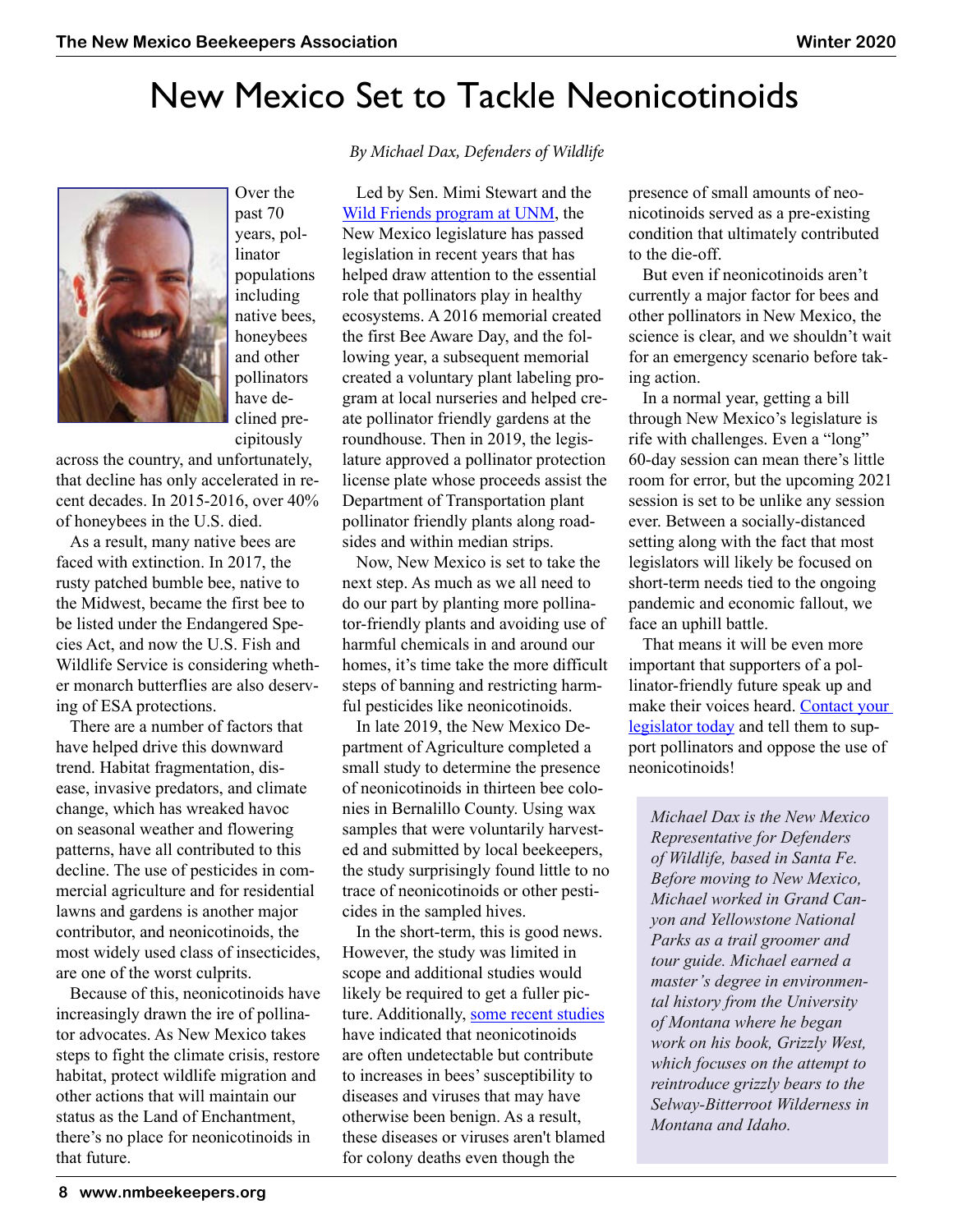# New Mexico Set to Tackle Neonicotinoids

*By Michael Dax, Defenders of Wildlife*

Over the past 70 years, pollinator populations including native bees, honeybees and other pollinators have declined precipitously across the country, and unfortunately, that decline has only accelerated in recent decades. In 2015-2016, over 40% of honeybees in the U.S. died.

As a result, many native bees are faced with extinction. In 2017, the rusty patched bumble bee, native to the Midwest, became the first bee to be listed under the Endangered Species Act, and now the U.S. Fish and Wildlife Service is considering whether monarch butterflies are also deserving of ESA protections.

There are a number of factors that have helped drive this downward trend. Habitat fragmentation, disease, invasive predators, and climate change, which has wreaked havoc on seasonal weather and flowering patterns, have all contributed to this decline. The use of pesticides in commercial agriculture and for residential lawns and gardens is another major contributor, and neonicotinoids, the most widely used class of insecticides, are one of the worst culprits.

Because of this, neonicotinoids have increasingly drawn the ire of pollinator advocates. As New Mexico takes steps to fight the climate crisis, restore habitat, protect wildlife migration and other actions that will maintain our status as the Land of Enchantment, there's no place for neonicotinoids in that future.

Led by Sen. Mimi Stewart and the Wild Friends program at UNM, the New Mexico legislature has passed legislation in recent years that has helped draw attention to the essential role that pollinators play in healthy ecosystems. A 2016 memorial created the first Bee Aware Day, and the following year, a subsequent memorial created a voluntary plant labeling program at local nurseries and helped create pollinator friendly gardens at the roundhouse. Then in 2019, the legislature approved a pollinator protection license plate whose proceeds assist the Department of Transportation plant pollinator friendly plants along roadsides and within median strips.

Now, New Mexico is set to take the next step. As much as we all need to do our part by planting more pollinator-friendly plants and avoiding use of harmful chemicals in and around our homes, it's time take the more difficult steps of banning and restricting harmful pesticides like neonicotinoids.

In late 2019, the New Mexico Department of Agriculture completed a small study to determine the presence of neonicotinoids in thirteen bee colonies in Bernalillo County. Using wax samples that were voluntarily harvested and submitted by local beekeepers, the study surprisingly found little to no trace of neonicotinoids or other pesticides in the sampled hives.

In the short-term, this is good news. However, the study was limited in scope and additional studies would likely be required to get a fuller picture. Additionally, some recent studies have indicated that neonicotinoids are often undetectable but contribute to increases in bees' susceptibility to diseases and viruses that may have otherwise been benign. As a result, these diseases or viruses aren't blamed for colony deaths even though the presence of small amounts of neonicotinoids served as a pre-existing condition that ultimately contributed to the die-off.

But even if neonicotinoids aren't currently a major factor for bees and other pollinators in New Mexico, the science is clear, and we shouldn't wait for an emergency scenario before taking action.

In a normal year, getting a bill through New Mexico's legislature is rife with challenges. Even a "long" 60-day session can mean there's little room for error, but the upcoming 2021 session is set to be unlike any session ever. Between a socially-distanced setting along with the fact that most legislators will likely be focused on short-term needs tied to the ongoing pandemic and economic fallout, we face an uphill battle.

That means it will be even more important that supporters of a pollinator-friendly future speak up and make their voices heard. Contact your legislator today and tell them to support pollinators and oppose the use of neonicotinoids!

*Michael Dax is the New Mexico Representative for Defenders of Wildlife, based in Santa Fe. Before moving to New Mexico, Michael worked in Grand Canyon and Yellowstone National Parks as a trail groomer and tour guide. Michael earned a master's degree in environmental history from the University of Montana where he began work on his book, Grizzly West, which focuses on the attempt to reintroduce grizzly bears to the Selway-Bitterroot Wilderness in Montana and Idaho.*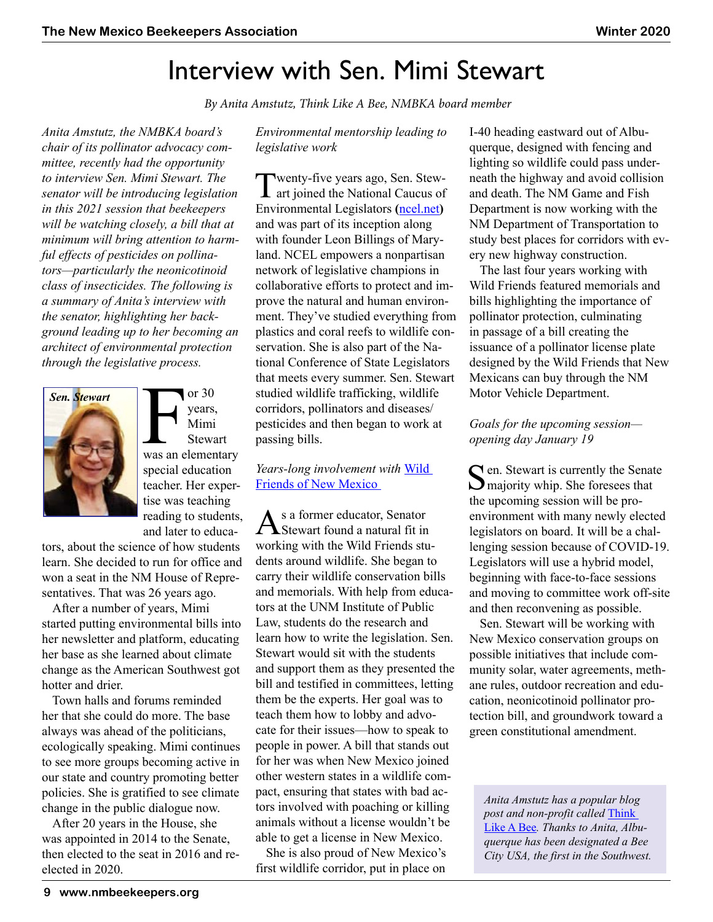# Interview with Sen. Mimi Stewart

*By Anita Amstutz, Think Like A Bee, NMBKA board member*

*Anita Amstutz, the NMBKA board's chair of its pollinator advocacy committee, recently had the opportunity to interview Sen. Mimi Stewart. The senator will be introducing legislation in this 2021 session that beekeepers will be watching closely, a bill that at minimum will bring attention to harmful effects of pesticides on pollinators—particularly the neonicotinoid class of insecticides. The following is a summary of Anita's interview with the senator, highlighting her background leading up to her becoming an architect of environmental protection through the legislative process.*

***Sen. Stewart***

For 30 years, Mimi Stewart was an elementary special education teacher. Her expertise was teaching reading to students, and later to educators, about the science of how students learn. She decided to run for office and won a seat in the NM House of Representatives. That was 26 years ago.

After a number of years, Mimi started putting environmental bills into her newsletter and platform, educating her base as she learned about climate change as the American Southwest got hotter and drier.

Town halls and forums reminded her that she could do more. The base always was ahead of the politicians, ecologically speaking. Mimi continues to see more groups becoming active in our state and country promoting better policies. She is gratified to see climate change in the public dialogue now.

After 20 years in the House, she was appointed in 2014 to the Senate, then elected to the seat in 2016 and re-elected in 2020.

*Environmental mentorship leading to legislative work*

Twenty-five years ago, Sen. Stewart joined the National Caucus of Environmental Legislators (ncel.net) and was part of its inception along with founder Leon Billings of Maryland. NCEL empowers a nonpartisan network of legislative champions in collaborative efforts to protect and improve the natural and human environment. They've studied everything from plastics and coral reefs to wildlife conservation. She is also part of the National Conference of State Legislators that meets every summer. Sen. Stewart studied wildlife trafficking, wildlife corridors, pollinators and diseases/ pesticides and then began to work at passing bills.

*Years-long involvement with Wild Friends of New Mexico*

As a former educator, Senator Stewart found a natural fit in working with the Wild Friends students around wildlife. She began to carry their wildlife conservation bills and memorials. With help from educators at the UNM Institute of Public Law, students do the research and learn how to write the legislation. Sen. Stewart would sit with the students and support them as they presented the bill and testified in committees, letting them be the experts. Her goal was to teach them how to lobby and advocate for their issues—how to speak to people in power. A bill that stands out for her was when New Mexico joined other western states in a wildlife compact, ensuring that states with bad actors involved with poaching or killing animals without a license wouldn't be able to get a license in New Mexico.

She is also proud of New Mexico's first wildlife corridor, put in place on I-40 heading eastward out of Albuquerque, designed with fencing and lighting so wildlife could pass underneath the highway and avoid collision and death. The NM Game and Fish Department is now working with the NM Department of Transportation to study best places for corridors with every new highway construction.

The last four years working with Wild Friends featured memorials and bills highlighting the importance of pollinator protection, culminating in passage of a bill creating the issuance of a pollinator license plate designed by the Wild Friends that New Mexicans can buy through the NM Motor Vehicle Department.

*Goals for the upcoming session—opening day January 19*

Sen. Stewart is currently the Senate majority whip. She foresees that the upcoming session will be pro-environment with many newly elected legislators on board. It will be a challenging session because of COVID-19. Legislators will use a hybrid model, beginning with face-to-face sessions and moving to committee work off-site and then reconvening as possible.

Sen. Stewart will be working with New Mexico conservation groups on possible initiatives that include community solar, water agreements, methane rules, outdoor recreation and education, neonicotinoid pollinator protection bill, and groundwork toward a green constitutional amendment.

*Anita Amstutz has a popular blog post and non-profit called Think Like A Bee. Thanks to Anita, Albuquerque has been designated a Bee City USA, the first in the Southwest.*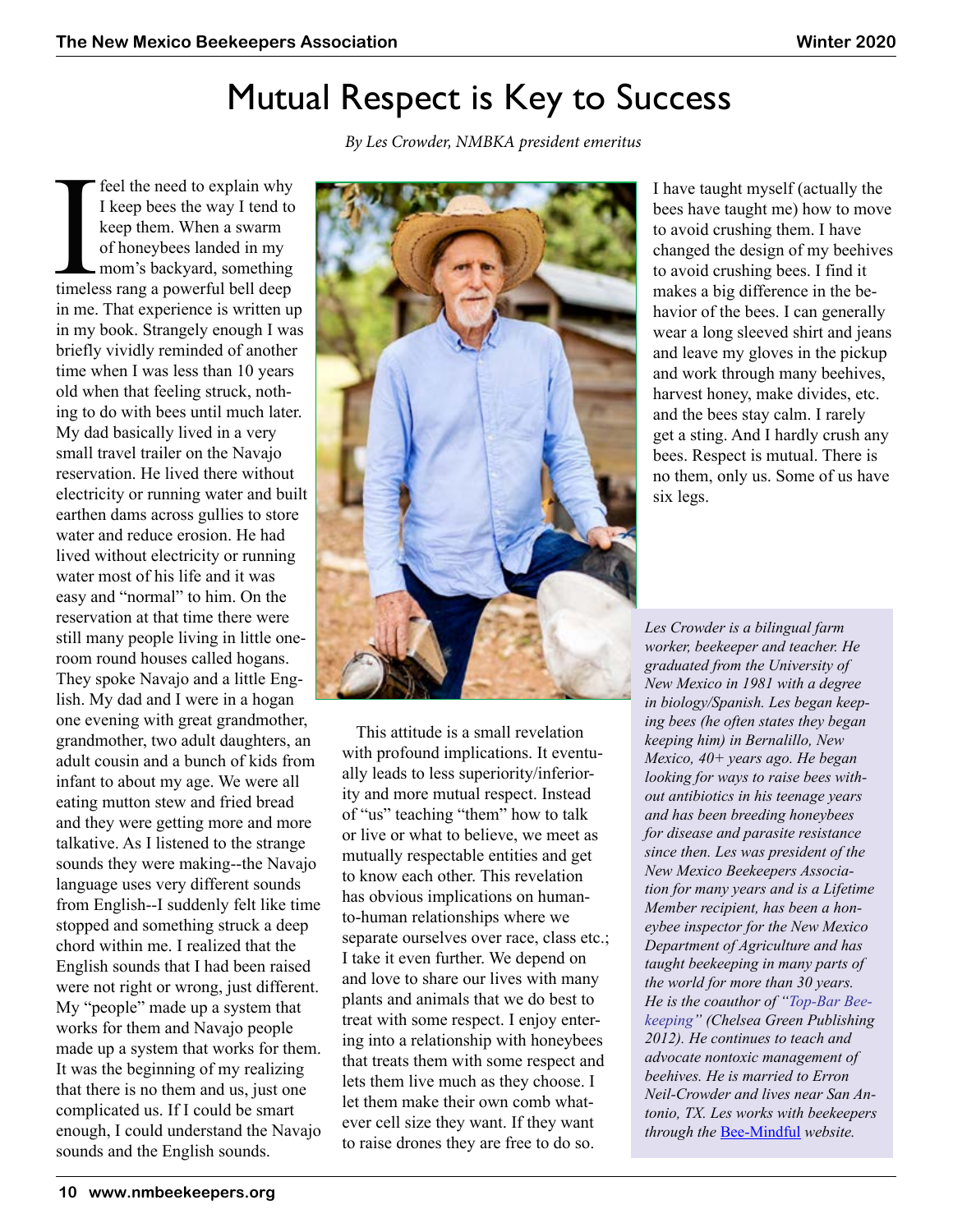# Mutual Respect is Key to Success

*By Les Crowder, NMBKA president emeritus*

I feel the need to explain why I keep bees the way I tend to keep them. When a swarm of honeybees landed in my mom's backyard, something timeless rang a powerful bell deep in me. That experience is written up in my book. Strangely enough I was briefly vividly reminded of another time when I was less than 10 years old when that feeling struck, nothing to do with bees until much later. My dad basically lived in a very small travel trailer on the Navajo reservation. He lived there without electricity or running water and built earthen dams across gullies to store water and reduce erosion. He had lived without electricity or running water most of his life and it was easy and "normal" to him. On the reservation at that time there were still many people living in little one-room round houses called hogans. They spoke Navajo and a little English. My dad and I were in a hogan one evening with great grandmother, grandmother, two adult daughters, an adult cousin and a bunch of kids from infant to about my age. We were all eating mutton stew and fried bread and they were getting more and more talkative. As I listened to the strange sounds they were making--the Navajo language uses very different sounds from English--I suddenly felt like time stopped and something struck a deep chord within me. I realized that the English sounds that I had been raised were not right or wrong, just different. My "people" made up a system that works for them and Navajo people made up a system that works for them. It was the beginning of my realizing that there is no them and us, just one complicated us. If I could be smart enough, I could understand the Navajo sounds and the English sounds.

This attitude is a small revelation with profound implications. It eventually leads to less superiority/inferiority and more mutual respect. Instead of "us" teaching "them" how to talk or live or what to believe, we meet as mutually respectable entities and get to know each other. This revelation has obvious implications on human-to-human relationships where we separate ourselves over race, class etc.; I take it even further. We depend on and love to share our lives with many plants and animals that we do best to treat with some respect. I enjoy entering into a relationship with honeybees that treats them with some respect and lets them live much as they choose. I let them make their own comb whatever cell size they want. If they want to raise drones they are free to do so.

I have taught myself (actually the bees have taught me) how to move to avoid crushing them. I have changed the design of my beehives to avoid crushing bees. I find it makes a big difference in the behavior of the bees. I can generally wear a long sleeved shirt and jeans and leave my gloves in the pickup and work through many beehives, harvest honey, make divides, etc. and the bees stay calm. I rarely get a sting. And I hardly crush any bees. Respect is mutual. There is no them, only us. Some of us have six legs.

*Les Crowder is a bilingual farm worker, beekeeper and teacher. He graduated from the University of New Mexico in 1981 with a degree in biology/Spanish. Les began keeping bees (he often states they began keeping him) in Bernalillo, New Mexico, 40+ years ago. He began looking for ways to raise bees without antibiotics in his teenage years and has been breeding honeybees for disease and parasite resistance since then. Les was president of the New Mexico Beekeepers Association for many years and is a Lifetime Member recipient, has been a honeybee inspector for the New Mexico Department of Agriculture and has taught beekeeping in many parts of the world for more than 30 years. He is the coauthor of "Top-Bar Beekeeping" (Chelsea Green Publishing 2012). He continues to teach and advocate nontoxic management of beehives. He is married to Erron Neil-Crowder and lives near San Antonio, TX. Les works with beekeepers through the Bee-Mindful website.*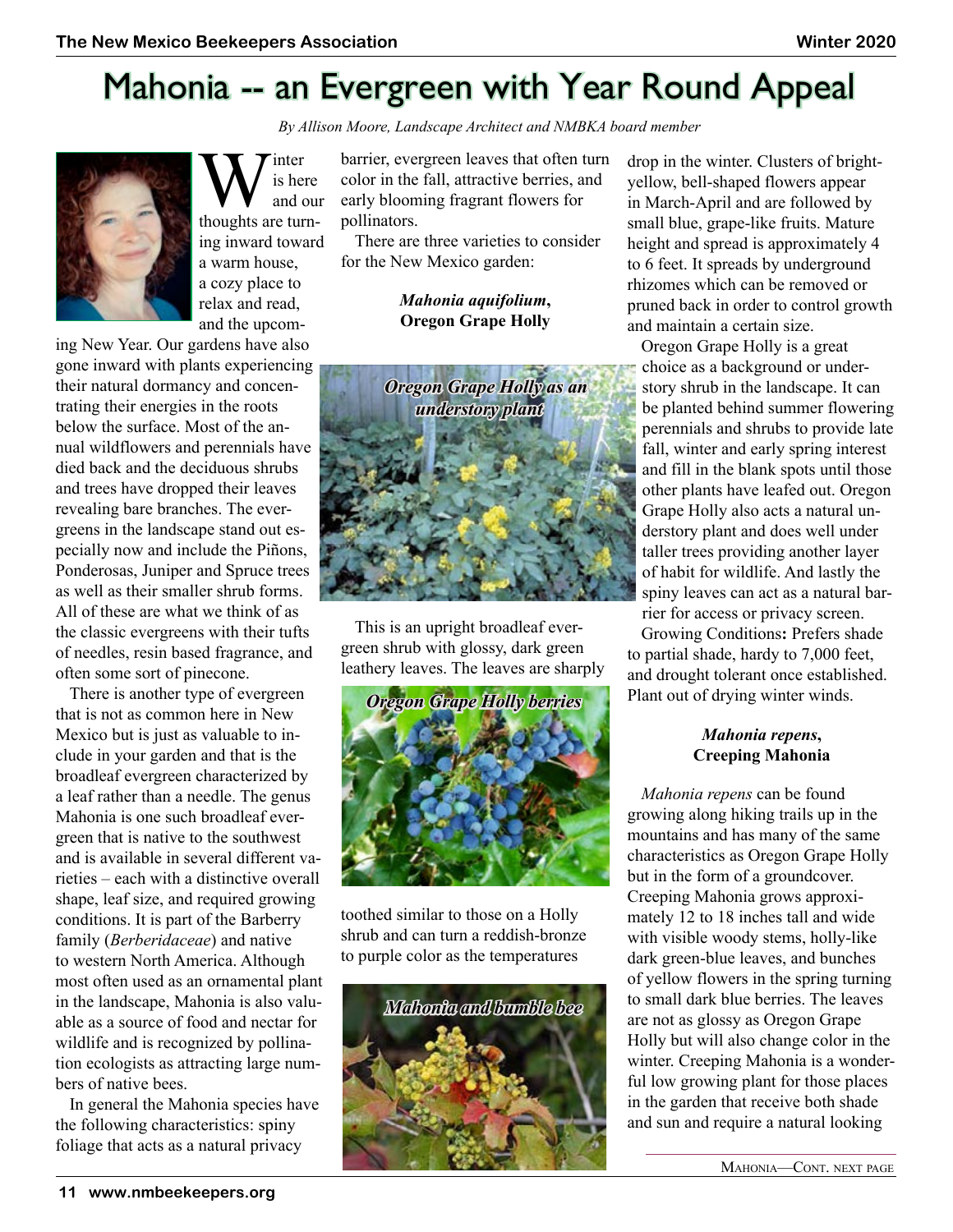# Mahonia -- an Evergreen with Year Round Appeal

*By Allison Moore, Landscape Architect and NMBKA board member*

Winter is here and our thoughts are turning inward toward a warm house, a cozy place to relax and read, and the upcoming New Year. Our gardens have also gone inward with plants experiencing their natural dormancy and concentrating their energies in the roots below the surface. Most of the annual wildflowers and perennials have died back and the deciduous shrubs and trees have dropped their leaves revealing bare branches. The evergreens in the landscape stand out especially now and include the Piñons, Ponderosas, Juniper and Spruce trees as well as their smaller shrub forms. All of these are what we think of as the classic evergreens with their tufts of needles, resin based fragrance, and often some sort of pinecone.

There is another type of evergreen that is not as common here in New Mexico but is just as valuable to include in your garden and that is the broadleaf evergreen characterized by a leaf rather than a needle. The genus Mahonia is one such broadleaf evergreen that is native to the southwest and is available in several different varieties – each with a distinctive overall shape, leaf size, and required growing conditions. It is part of the Barberry family (*Berberidaceae*) and native to western North America. Although most often used as an ornamental plant in the landscape, Mahonia is also valuable as a source of food and nectar for wildlife and is recognized by pollination ecologists as attracting large numbers of native bees.

In general the Mahonia species have the following characteristics: spiny foliage that acts as a natural privacy barrier, evergreen leaves that often turn color in the fall, attractive berries, and early blooming fragrant flowers for pollinators.

There are three varieties to consider for the New Mexico garden:

### *Mahonia aquifolium*, Oregon Grape Holly

*Oregon Grape Holly as an understory plant*

This is an upright broadleaf evergreen shrub with glossy, dark green leathery leaves. The leaves are sharply toothed similar to those on a Holly shrub and can turn a reddish-bronze to purple color as the temperatures drop in the winter. Clusters of bright-yellow, bell-shaped flowers appear in March-April and are followed by small blue, grape-like fruits. Mature height and spread is approximately 4 to 6 feet. It spreads by underground rhizomes which can be removed or pruned back in order to control growth and maintain a certain size.

*Oregon Grape Holly berries*

*Mahonia and bumble bee*

Oregon Grape Holly is a great choice as a background or understory shrub in the landscape. It can be planted behind summer flowering perennials and shrubs to provide late fall, winter and early spring interest and fill in the blank spots until those other plants have leafed out. Oregon Grape Holly also acts a natural understory plant and does well under taller trees providing another layer of habit for wildlife. And lastly the spiny leaves can act as a natural barrier for access or privacy screen.

Growing Conditions**:** Prefers shade to partial shade, hardy to 7,000 feet, and drought tolerant once established. Plant out of drying winter winds.

### *Mahonia repens*, Creeping Mahonia

*Mahonia repens* can be found growing along hiking trails up in the mountains and has many of the same characteristics as Oregon Grape Holly but in the form of a groundcover. Creeping Mahonia grows approximately 12 to 18 inches tall and wide with visible woody stems, holly-like dark green-blue leaves, and bunches of yellow flowers in the spring turning to small dark blue berries. The leaves are not as glossy as Oregon Grape Holly but will also change color in the winter. Creeping Mahonia is a wonderful low growing plant for those places in the garden that receive both shade and sun and require a natural looking

MAHONIA—CONT. NEXT PAGE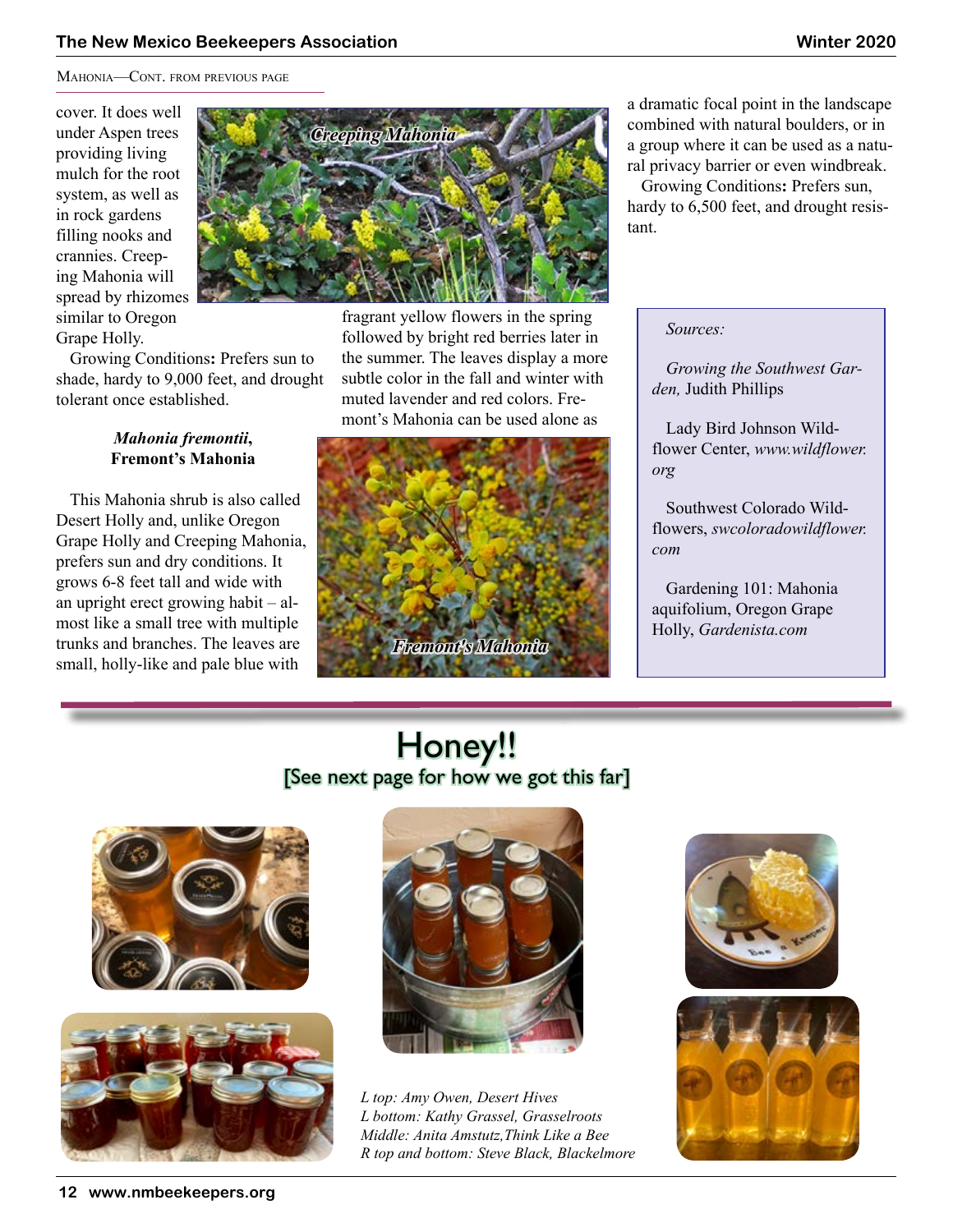Mahonia—Cont. from previous page

cover. It does well under Aspen trees providing living mulch for the root system, as well as in rock gardens filling nooks and crannies. Creeping Mahonia will spread by rhizomes similar to Oregon Grape Holly.

Growing Conditions**:** Prefers sun to shade, hardy to 9,000 feet, and drought tolerant once established.

Creeping Mahonia

### *Mahonia fremontii*, Fremont's Mahonia

This Mahonia shrub is also called Desert Holly and, unlike Oregon Grape Holly and Creeping Mahonia, prefers sun and dry conditions. It grows 6-8 feet tall and wide with an upright erect growing habit – almost like a small tree with multiple trunks and branches. The leaves are small, holly-like and pale blue with fragrant yellow flowers in the spring followed by bright red berries later in the summer. The leaves display a more subtle color in the fall and winter with muted lavender and red colors. Fremont's Mahonia can be used alone as a dramatic focal point in the landscape combined with natural boulders, or in a group where it can be used as a natural privacy barrier or even windbreak.

Growing Conditions**:** Prefers sun, hardy to 6,500 feet, and drought resistant.

Fremont's Mahonia

*Sources:*

*Growing the Southwest Garden,* Judith Phillips

Lady Bird Johnson Wildflower Center, *www.wildflower.org*

Southwest Colorado Wildflowers, *swcoloradowildflower.com*

Gardening 101: Mahonia aquifolium, Oregon Grape Holly, *Gardenista.com*

## Honey!!

### [See next page for how we got this far]

*L top: Amy Owen, Desert Hives*
*L bottom: Kathy Grassel, Grasselroots*
*Middle: Anita Amstutz,Think Like a Bee*
*R top and bottom: Steve Black, Blackelmore*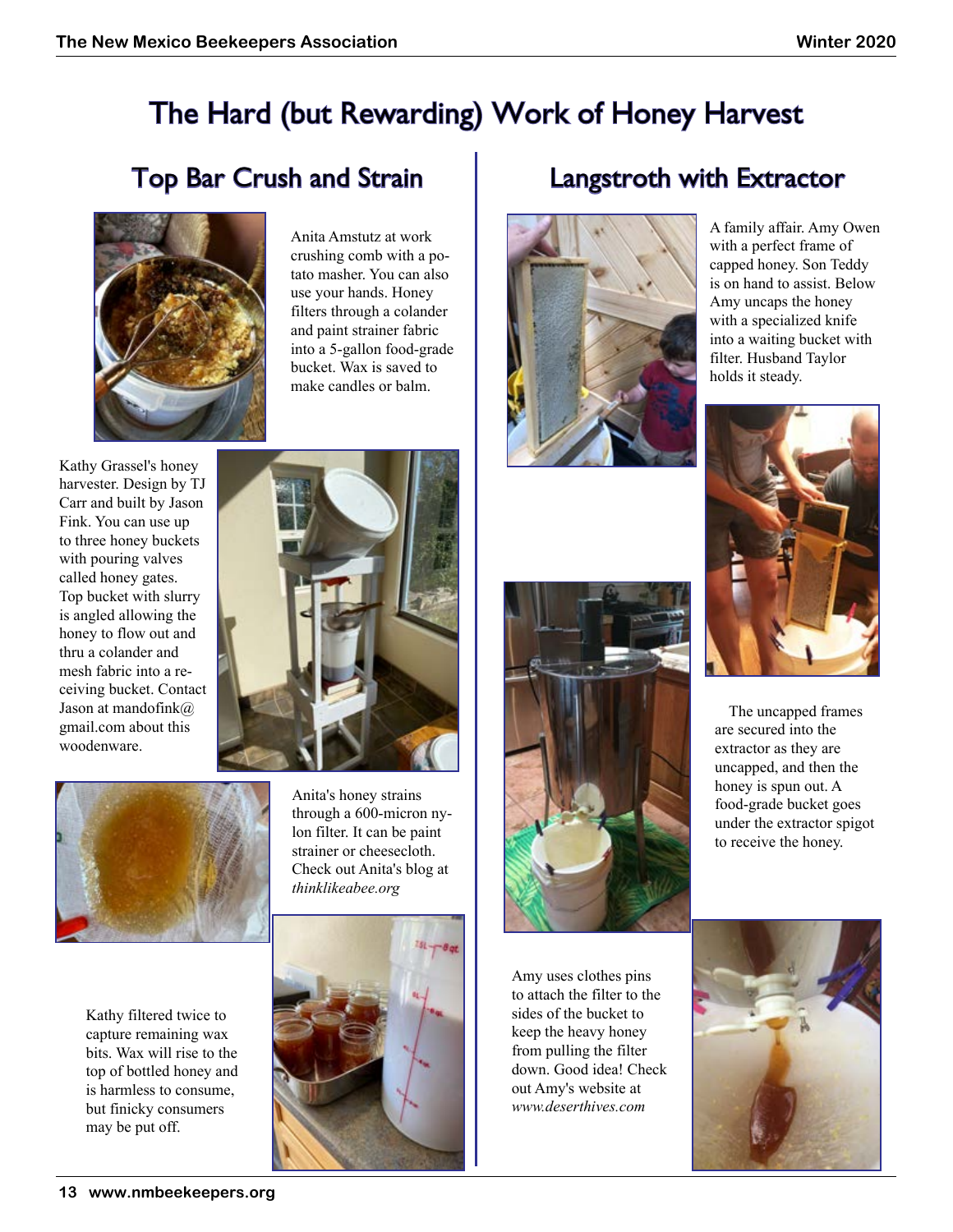# The Hard (but Rewarding) Work of Honey Harvest

## Top Bar Crush and Strain

Anita Amstutz at work crushing comb with a potato masher. You can also use your hands. Honey filters through a colander and paint strainer fabric into a 5-gallon food-grade bucket. Wax is saved to make candles or balm.

Kathy Grassel's honey harvester. Design by TJ Carr and built by Jason Fink. You can use up to three honey buckets with pouring valves called honey gates. Top bucket with slurry is angled allowing the honey to flow out and thru a colander and mesh fabric into a receiving bucket. Contact Jason at mandofink@gmail.com about this woodenware.

Anita's honey strains through a 600-micron nylon filter. It can be paint strainer or cheesecloth. Check out Anita's blog at *thinklikeabee.org*

Kathy filtered twice to capture remaining wax bits. Wax will rise to the top of bottled honey and is harmless to consume, but finicky consumers may be put off.

## Langstroth with Extractor

A family affair. Amy Owen with a perfect frame of capped honey. Son Teddy is on hand to assist. Below Amy uncaps the honey with a specialized knife into a waiting bucket with filter. Husband Taylor holds it steady.

The uncapped frames are secured into the extractor as they are uncapped, and then the honey is spun out. A food-grade bucket goes under the extractor spigot to receive the honey.

Amy uses clothes pins to attach the filter to the sides of the bucket to keep the heavy honey from pulling the filter down. Good idea! Check out Amy's website at *www.deserthives.com*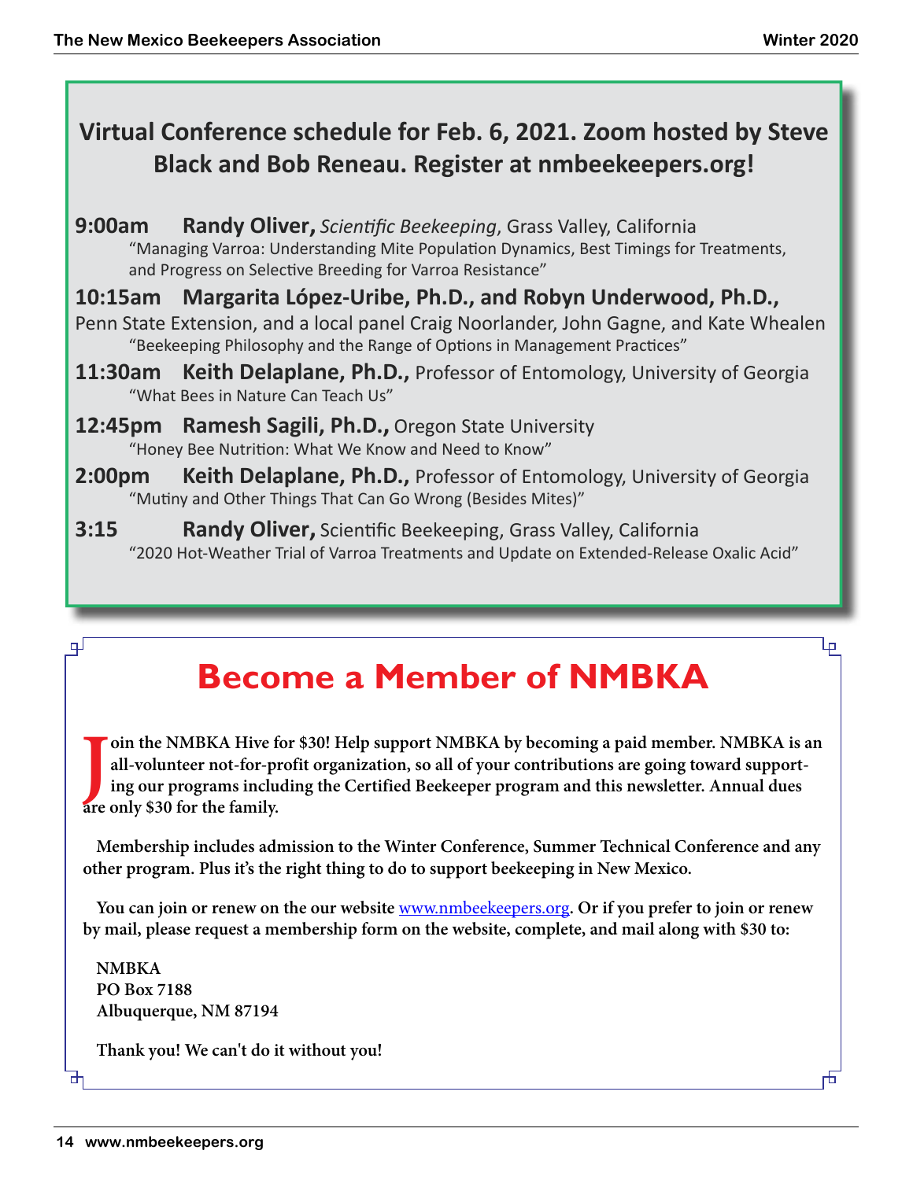## Virtual Conference schedule for Feb. 6, 2021. Zoom hosted by Steve Black and Bob Reneau. Register at nmbeekeepers.org!

**9:00am** **Randy Oliver,** *Scientific Beekeeping*, Grass Valley, California
"Managing Varroa: Understanding Mite Population Dynamics, Best Timings for Treatments, and Progress on Selective Breeding for Varroa Resistance"

**10:15am** **Margarita López-Uribe, Ph.D., and Robyn Underwood, Ph.D.,** Penn State Extension, and a local panel Craig Noorlander, John Gagne, and Kate Whealen
"Beekeeping Philosophy and the Range of Options in Management Practices"

**11:30am** **Keith Delaplane, Ph.D.,** Professor of Entomology, University of Georgia
"What Bees in Nature Can Teach Us"

**12:45pm** **Ramesh Sagili, Ph.D.,** Oregon State University
"Honey Bee Nutrition: What We Know and Need to Know"

**2:00pm** **Keith Delaplane, Ph.D.,** Professor of Entomology, University of Georgia
"Mutiny and Other Things That Can Go Wrong (Besides Mites)"

**3:15** **Randy Oliver,** Scientific Beekeeping, Grass Valley, California
"2020 Hot-Weather Trial of Varroa Treatments and Update on Extended-Release Oxalic Acid"

# Become a Member of NMBKA

**Join the NMBKA Hive for $30! Help support NMBKA by becoming a paid member. NMBKA is an all-volunteer not-for-profit organization, so all of your contributions are going toward supporting our programs including the Certified Beekeeper program and this newsletter. Annual dues are only $30 for the family.**

**Membership includes admission to the Winter Conference, Summer Technical Conference and any other program. Plus it's the right thing to do to support beekeeping in New Mexico.**

**You can join or renew on the our website www.nmbeekeepers.org. Or if you prefer to join or renew by mail, please request a membership form on the website, complete, and mail along with $30 to:**

**NMBKA**
**PO Box 7188**
**Albuquerque, NM 87194**

**Thank you! We can't do it without you!**